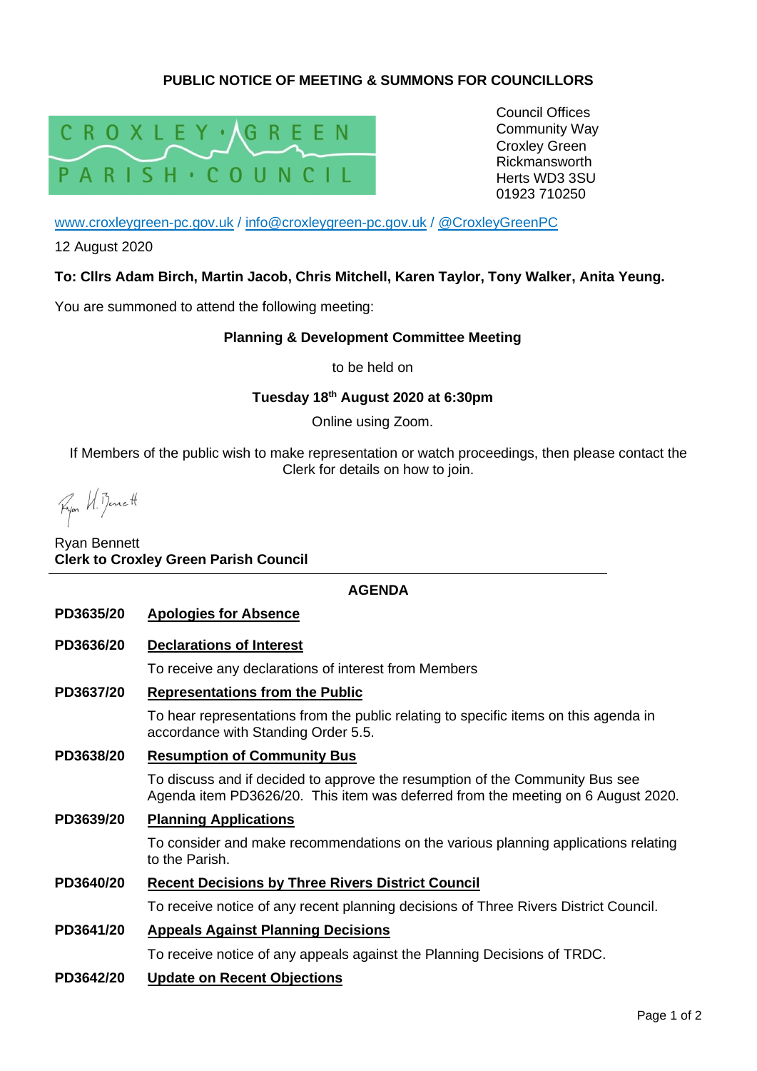# PUBLIC NOTICE OF MEETING & SUMMONS FOR COUNCILLORS

CROXLEY GREEN PARISH COUNCIL

Council Offices
Community Way
Croxley Green
Rickmansworth
Herts WD3 3SU
01923 710250

www.croxleygreen-pc.gov.uk / info@croxleygreen-pc.gov.uk / @CroxleyGreenPC

12 August 2020

**To: Cllrs Adam Birch, Martin Jacob, Chris Mitchell, Karen Taylor, Tony Walker, Anita Yeung.**

You are summoned to attend the following meeting:

**Planning & Development Committee Meeting**

to be held on

**Tuesday 18th August 2020 at 6:30pm**

Online using Zoom.

If Members of the public wish to make representation or watch proceedings, then please contact the Clerk for details on how to join.

Ryan Bennett
**Clerk to Croxley Green Parish Council**

## AGENDA

**PD3635/20** **Apologies for Absence**

**PD3636/20** **Declarations of Interest**

To receive any declarations of interest from Members

**PD3637/20** **Representations from the Public**

To hear representations from the public relating to specific items on this agenda in accordance with Standing Order 5.5.

**PD3638/20** **Resumption of Community Bus**

To discuss and if decided to approve the resumption of the Community Bus see Agenda item PD3626/20. This item was deferred from the meeting on 6 August 2020.

**PD3639/20** **Planning Applications**

To consider and make recommendations on the various planning applications relating to the Parish.

**PD3640/20** **Recent Decisions by Three Rivers District Council**

To receive notice of any recent planning decisions of Three Rivers District Council.

**PD3641/20** **Appeals Against Planning Decisions**

To receive notice of any appeals against the Planning Decisions of TRDC.

**PD3642/20** **Update on Recent Objections**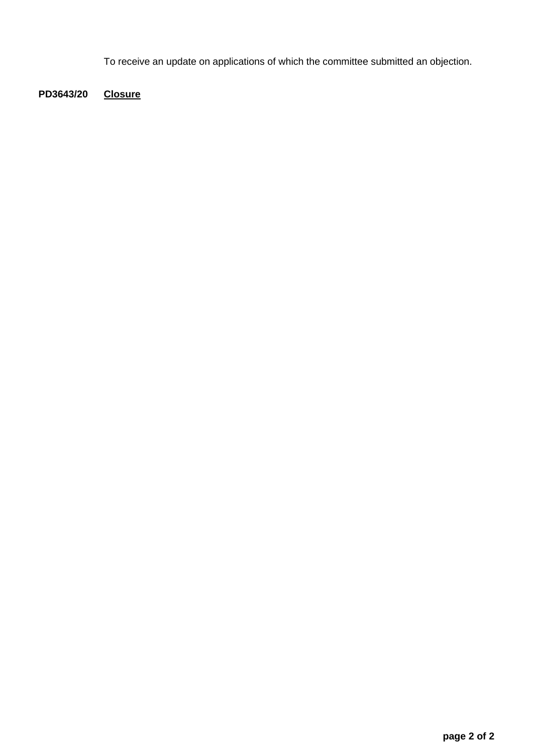To receive an update on applications of which the committee submitted an objection.

**PD3643/20** **Closure**